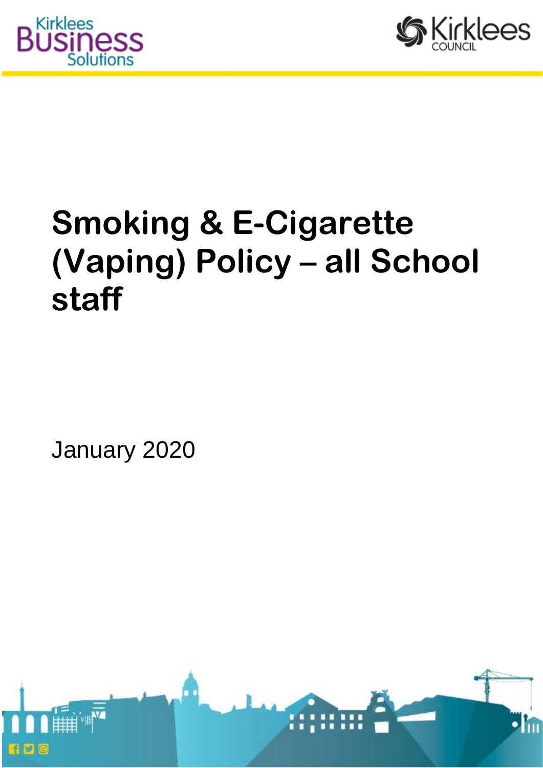# Smoking & E-Cigarette (Vaping) Policy – all School staff

January 2020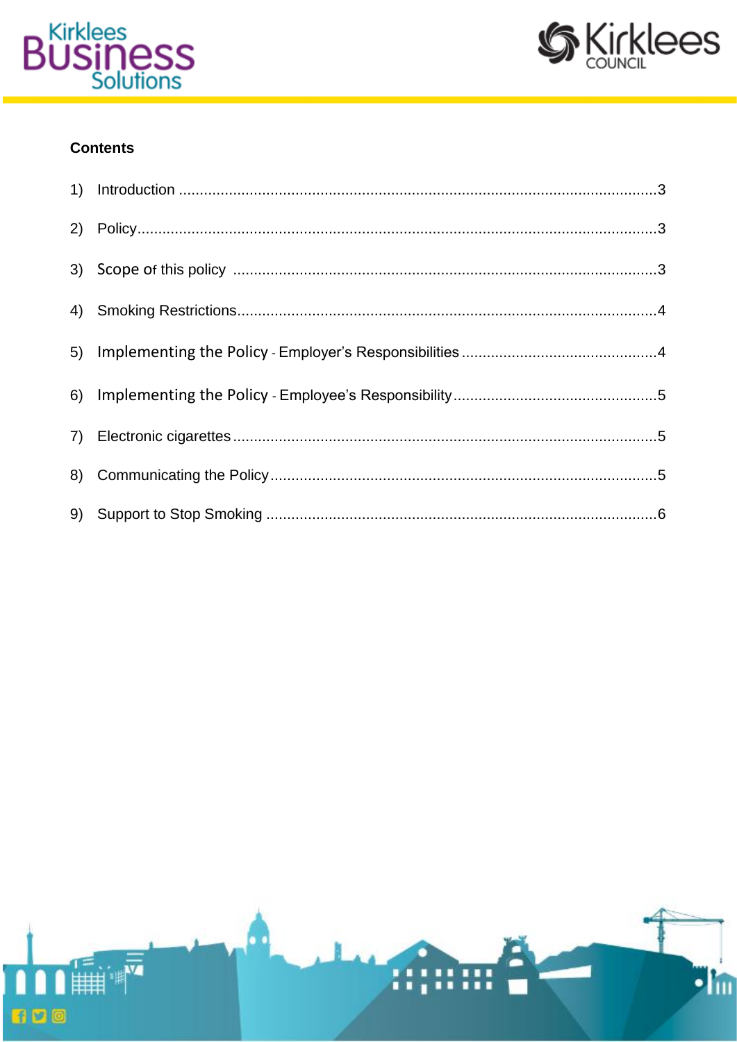**Contents**

1) Introduction ....................................................................................................................3

2) Policy..............................................................................................................................3

3) Scope of this policy ......................................................................................................3

4) Smoking Restrictions.....................................................................................................4

5) Implementing the Policy - Employer's Responsibilities ...............................................4

6) Implementing the Policy - Employee's Responsibility.................................................5

7) Electronic cigarettes......................................................................................................5

8) Communicating the Policy.............................................................................................5

9) Support to Stop Smoking ..............................................................................................6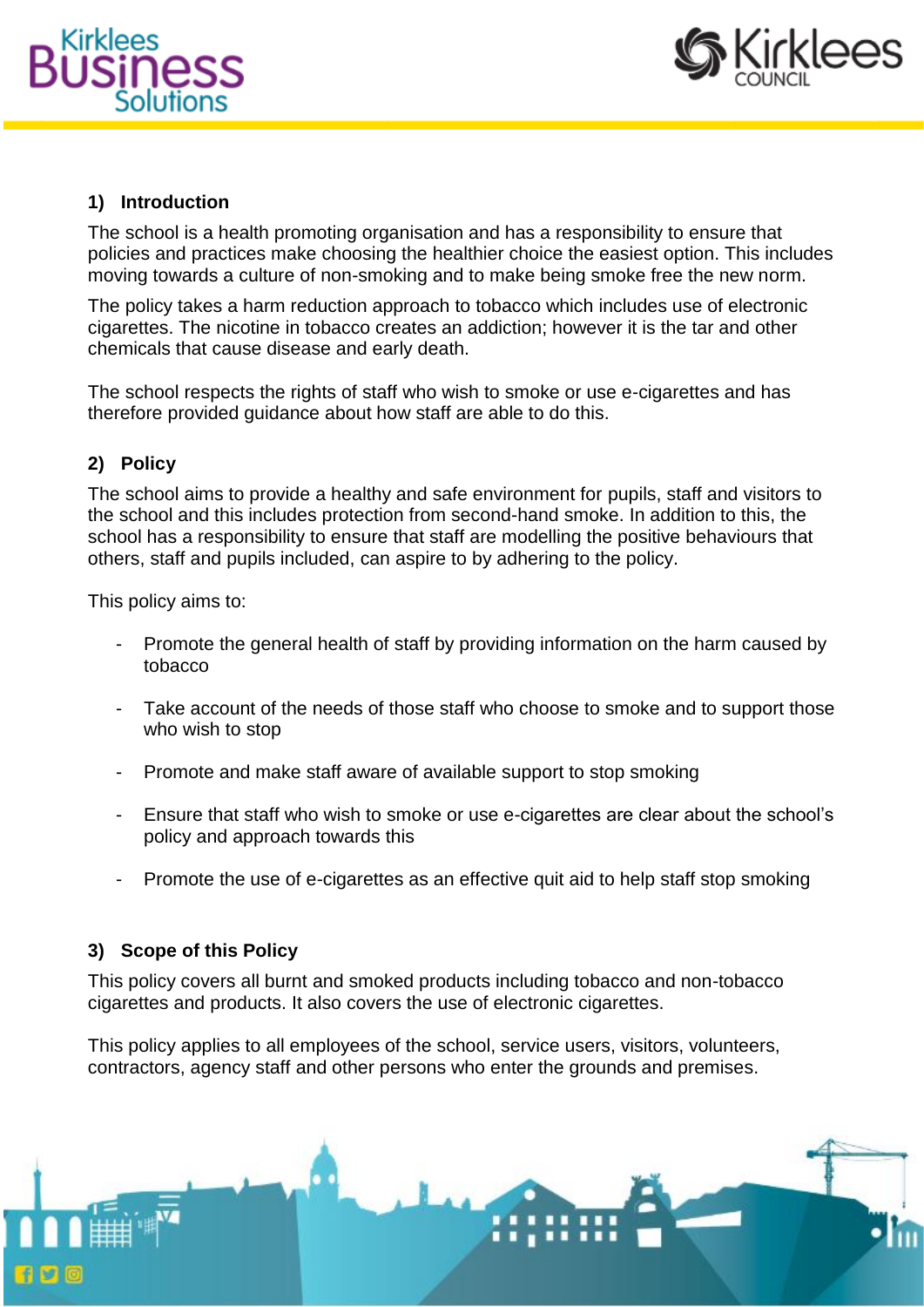## 1) Introduction

The school is a health promoting organisation and has a responsibility to ensure that policies and practices make choosing the healthier choice the easiest option. This includes moving towards a culture of non-smoking and to make being smoke free the new norm.

The policy takes a harm reduction approach to tobacco which includes use of electronic cigarettes. The nicotine in tobacco creates an addiction; however it is the tar and other chemicals that cause disease and early death.

The school respects the rights of staff who wish to smoke or use e-cigarettes and has therefore provided guidance about how staff are able to do this.

## 2) Policy

The school aims to provide a healthy and safe environment for pupils, staff and visitors to the school and this includes protection from second-hand smoke. In addition to this, the school has a responsibility to ensure that staff are modelling the positive behaviours that others, staff and pupils included, can aspire to by adhering to the policy.

This policy aims to:

- Promote the general health of staff by providing information on the harm caused by tobacco
- Take account of the needs of those staff who choose to smoke and to support those who wish to stop
- Promote and make staff aware of available support to stop smoking
- Ensure that staff who wish to smoke or use e-cigarettes are clear about the school's policy and approach towards this
- Promote the use of e-cigarettes as an effective quit aid to help staff stop smoking

## 3) Scope of this Policy

This policy covers all burnt and smoked products including tobacco and non-tobacco cigarettes and products. It also covers the use of electronic cigarettes.

This policy applies to all employees of the school, service users, visitors, volunteers, contractors, agency staff and other persons who enter the grounds and premises.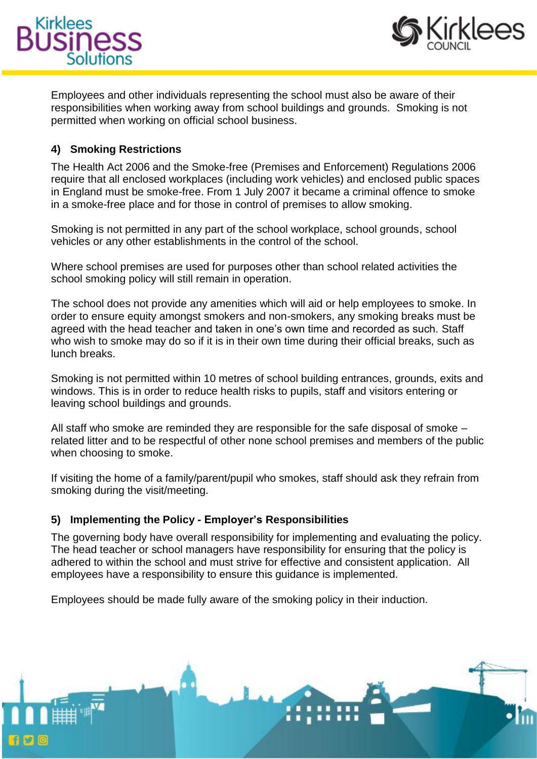Employees and other individuals representing the school must also be aware of their responsibilities when working away from school buildings and grounds. Smoking is not permitted when working on official school business.

## 4) Smoking Restrictions

The Health Act 2006 and the Smoke-free (Premises and Enforcement) Regulations 2006 require that all enclosed workplaces (including work vehicles) and enclosed public spaces in England must be smoke-free. From 1 July 2007 it became a criminal offence to smoke in a smoke-free place and for those in control of premises to allow smoking.

Smoking is not permitted in any part of the school workplace, school grounds, school vehicles or any other establishments in the control of the school.

Where school premises are used for purposes other than school related activities the school smoking policy will still remain in operation.

The school does not provide any amenities which will aid or help employees to smoke. In order to ensure equity amongst smokers and non-smokers, any smoking breaks must be agreed with the head teacher and taken in one's own time and recorded as such. Staff who wish to smoke may do so if it is in their own time during their official breaks, such as lunch breaks.

Smoking is not permitted within 10 metres of school building entrances, grounds, exits and windows. This is in order to reduce health risks to pupils, staff and visitors entering or leaving school buildings and grounds.

All staff who smoke are reminded they are responsible for the safe disposal of smoke – related litter and to be respectful of other none school premises and members of the public when choosing to smoke.

If visiting the home of a family/parent/pupil who smokes, staff should ask they refrain from smoking during the visit/meeting.

## 5) Implementing the Policy - Employer's Responsibilities

The governing body have overall responsibility for implementing and evaluating the policy. The head teacher or school managers have responsibility for ensuring that the policy is adhered to within the school and must strive for effective and consistent application. All employees have a responsibility to ensure this guidance is implemented.

Employees should be made fully aware of the smoking policy in their induction.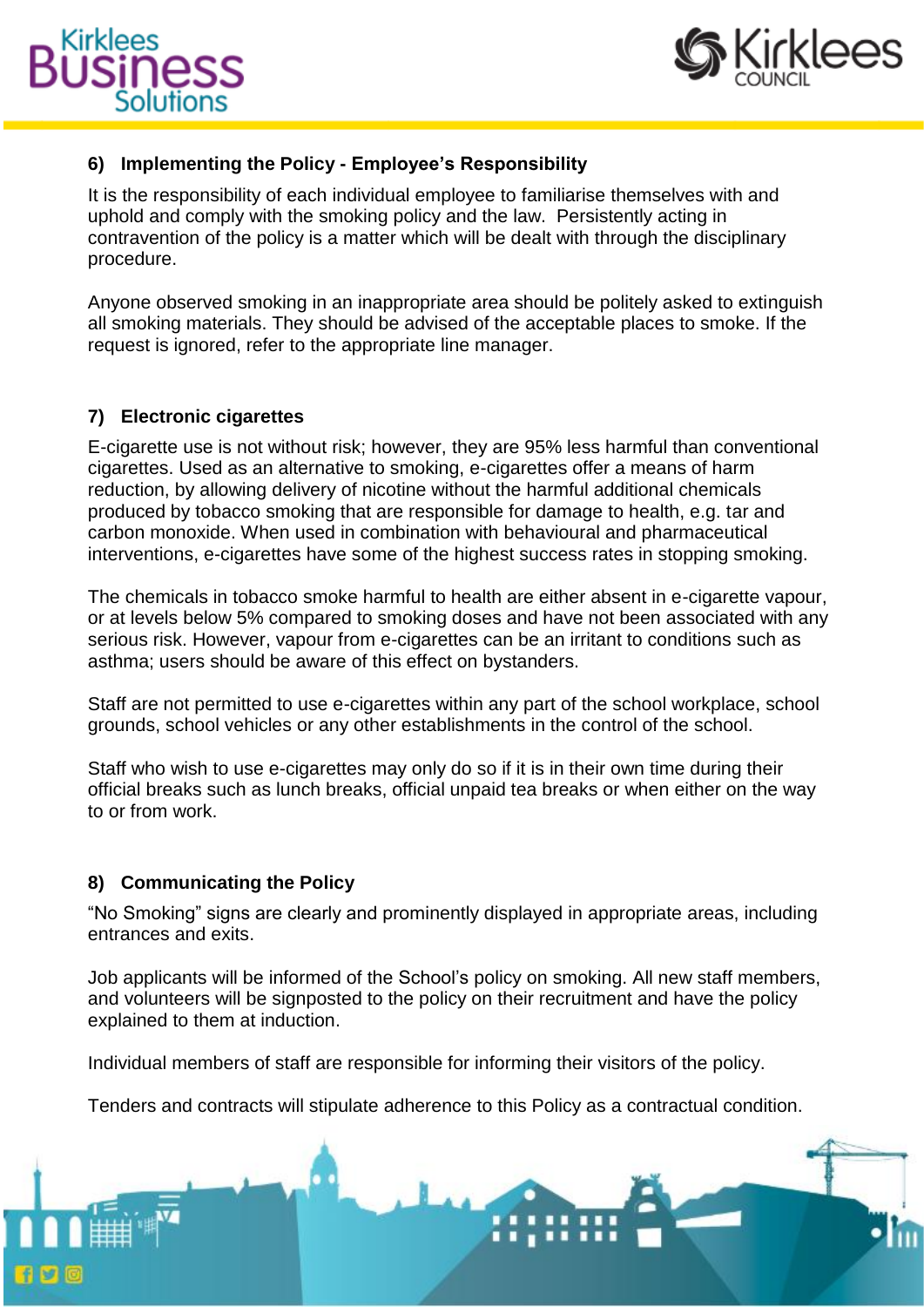## 6) Implementing the Policy - Employee's Responsibility

It is the responsibility of each individual employee to familiarise themselves with and uphold and comply with the smoking policy and the law. Persistently acting in contravention of the policy is a matter which will be dealt with through the disciplinary procedure.

Anyone observed smoking in an inappropriate area should be politely asked to extinguish all smoking materials. They should be advised of the acceptable places to smoke. If the request is ignored, refer to the appropriate line manager.

## 7) Electronic cigarettes

E-cigarette use is not without risk; however, they are 95% less harmful than conventional cigarettes. Used as an alternative to smoking, e-cigarettes offer a means of harm reduction, by allowing delivery of nicotine without the harmful additional chemicals produced by tobacco smoking that are responsible for damage to health, e.g. tar and carbon monoxide. When used in combination with behavioural and pharmaceutical interventions, e-cigarettes have some of the highest success rates in stopping smoking.

The chemicals in tobacco smoke harmful to health are either absent in e-cigarette vapour, or at levels below 5% compared to smoking doses and have not been associated with any serious risk. However, vapour from e-cigarettes can be an irritant to conditions such as asthma; users should be aware of this effect on bystanders.

Staff are not permitted to use e-cigarettes within any part of the school workplace, school grounds, school vehicles or any other establishments in the control of the school.

Staff who wish to use e-cigarettes may only do so if it is in their own time during their official breaks such as lunch breaks, official unpaid tea breaks or when either on the way to or from work.

## 8) Communicating the Policy

"No Smoking" signs are clearly and prominently displayed in appropriate areas, including entrances and exits.

Job applicants will be informed of the School's policy on smoking. All new staff members, and volunteers will be signposted to the policy on their recruitment and have the policy explained to them at induction.

Individual members of staff are responsible for informing their visitors of the policy.

Tenders and contracts will stipulate adherence to this Policy as a contractual condition.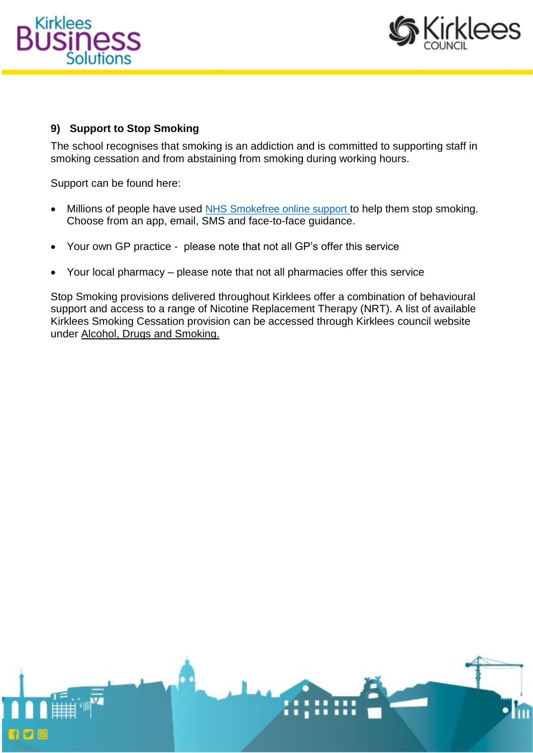## 9) Support to Stop Smoking

The school recognises that smoking is an addiction and is committed to supporting staff in smoking cessation and from abstaining from smoking during working hours.

Support can be found here:

- Millions of people have used NHS Smokefree online support to help them stop smoking. Choose from an app, email, SMS and face-to-face guidance.
- Your own GP practice - please note that not all GP's offer this service
- Your local pharmacy – please note that not all pharmacies offer this service

Stop Smoking provisions delivered throughout Kirklees offer a combination of behavioural support and access to a range of Nicotine Replacement Therapy (NRT). A list of available Kirklees Smoking Cessation provision can be accessed through Kirklees council website under Alcohol, Drugs and Smoking.